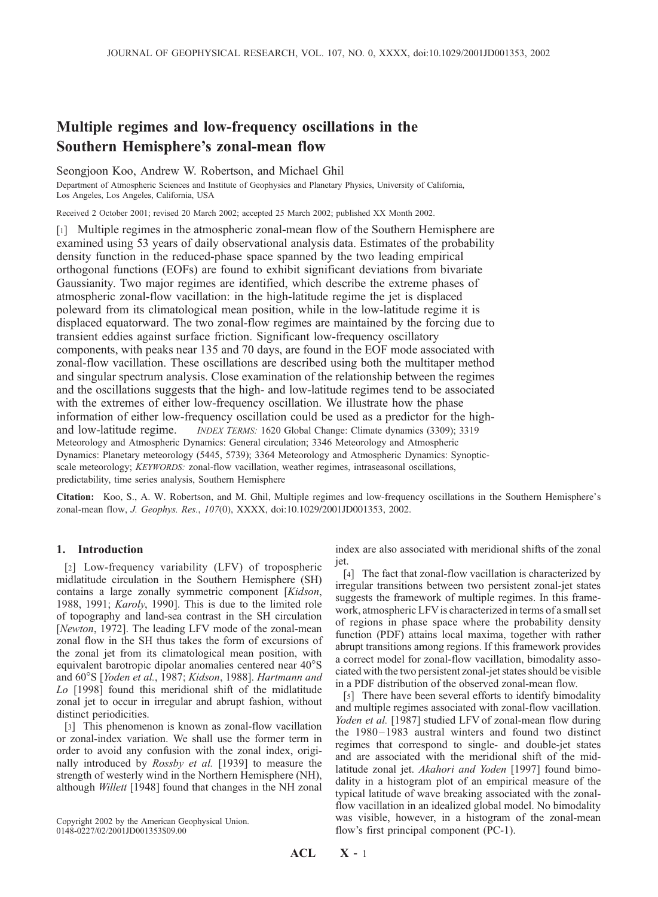# Multiple regimes and low-frequency oscillations in the Southern Hemisphere's zonal-mean flow

Seongjoon Koo, Andrew W. Robertson, and Michael Ghil

Department of Atmospheric Sciences and Institute of Geophysics and Planetary Physics, University of California, Los Angeles, Los Angeles, California, USA

Received 2 October 2001; revised 20 March 2002; accepted 25 March 2002; published XX Month 2002.

[1] Multiple regimes in the atmospheric zonal-mean flow of the Southern Hemisphere are examined using 53 years of daily observational analysis data. Estimates of the probability density function in the reduced-phase space spanned by the two leading empirical orthogonal functions (EOFs) are found to exhibit significant deviations from bivariate Gaussianity. Two major regimes are identified, which describe the extreme phases of atmospheric zonal-flow vacillation: in the high-latitude regime the jet is displaced poleward from its climatological mean position, while in the low-latitude regime it is displaced equatorward. The two zonal-flow regimes are maintained by the forcing due to transient eddies against surface friction. Significant low-frequency oscillatory components, with peaks near 135 and 70 days, are found in the EOF mode associated with zonal-flow vacillation. These oscillations are described using both the multitaper method and singular spectrum analysis. Close examination of the relationship between the regimes and the oscillations suggests that the high- and low-latitude regimes tend to be associated with the extremes of either low-frequency oscillation. We illustrate how the phase information of either low-frequency oscillation could be used as a predictor for the high- and low-latitude regime. *INDEX TERMS:* 1620 Global Change: Climate dynamics (3309); 3319 Meteorology and Atmospheric Dynamics: General circulation; 3346 Meteorology and Atmospheric Dynamics: Planetary meteorology (5445, 5739); 3364 Meteorology and Atmospheric Dynamics: Synoptic-scale meteorology; *KEYWORDS:* zonal-flow vacillation, weather regimes, intraseasonal oscillations, predictability, time series analysis, Southern Hemisphere

**Citation:** Koo, S., A. W. Robertson, and M. Ghil, Multiple regimes and low-frequency oscillations in the Southern Hemisphere's zonal-mean flow, *J. Geophys. Res.*, *107*(0), XXXX, doi:10.1029/2001JD001353, 2002.

## 1. Introduction

[2] Low-frequency variability (LFV) of tropospheric midlatitude circulation in the Southern Hemisphere (SH) contains a large zonally symmetric component [*Kidson*, 1988, 1991; *Karoly*, 1990]. This is due to the limited role of topography and land-sea contrast in the SH circulation [*Newton*, 1972]. The leading LFV mode of the zonal-mean flow in the SH thus takes the form of excursions of the zonal jet from its climatological mean position, with equivalent barotropic dipolar anomalies centered near 40°S and 60°S [*Yoden et al.*, 1987; *Kidson*, 1988]. *Hartmann and Lo* [1998] found this meridional shift of the midlatitude zonal jet to occur in irregular and abrupt fashion, without distinct periodicities.

[3] This phenomenon is known as zonal-flow vacillation or zonal-index variation. We shall use the former term in order to avoid any confusion with the zonal index, originally introduced by *Rossby et al.* [1939] to measure the strength of westerly wind in the Northern Hemisphere (NH), although *Willett* [1948] found that changes in the NH zonal index are also associated with meridional shifts of the zonal jet.

[4] The fact that zonal-flow vacillation is characterized by irregular transitions between two persistent zonal-jet states suggests the framework of multiple regimes. In this framework, atmospheric LFV is characterized in terms of a small set of regions in phase space where the probability density function (PDF) attains local maxima, together with rather abrupt transitions among regions. If this framework provides a correct model for zonal-flow vacillation, bimodality associated with the two persistent zonal-jet states should be visible in a PDF distribution of the observed zonal-mean flow.

[5] There have been several efforts to identify bimodality and multiple regimes associated with zonal-flow vacillation. *Yoden et al.* [1987] studied LFV of zonal-mean flow during the 1980–1983 austral winters and found two distinct regimes that correspond to single- and double-jet states and are associated with the meridional shift of the midlatitude zonal jet. *Akahori and Yoden* [1997] found bimodality in a histogram plot of an empirical measure of the typical latitude of wave breaking associated with the zonal-flow vacillation in an idealized global model. No bimodality was visible, however, in a histogram of the zonal-mean flow's first principal component (PC-1).

Copyright 2002 by the American Geophysical Union.
0148-0227/02/2001JD001353$09.00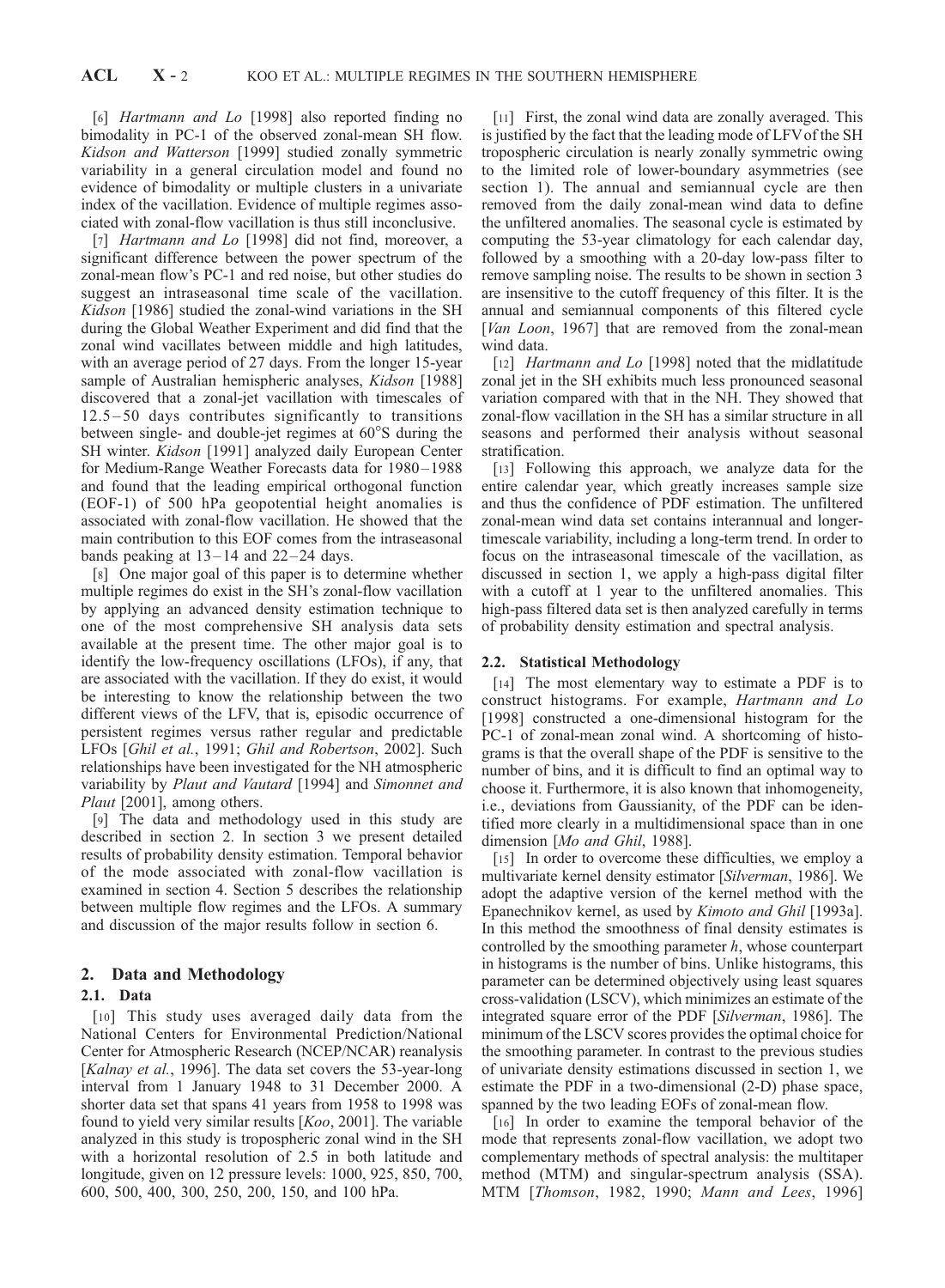[6] *Hartmann and Lo* [1998] also reported finding no bimodality in PC-1 of the observed zonal-mean SH flow. *Kidson and Watterson* [1999] studied zonally symmetric variability in a general circulation model and found no evidence of bimodality or multiple clusters in a univariate index of the vacillation. Evidence of multiple regimes associated with zonal-flow vacillation is thus still inconclusive.

[7] *Hartmann and Lo* [1998] did not find, moreover, a significant difference between the power spectrum of the zonal-mean flow's PC-1 and red noise, but other studies do suggest an intraseasonal time scale of the vacillation. *Kidson* [1986] studied the zonal-wind variations in the SH during the Global Weather Experiment and did find that the zonal wind vacillates between middle and high latitudes, with an average period of 27 days. From the longer 15-year sample of Australian hemispheric analyses, *Kidson* [1988] discovered that a zonal-jet vacillation with timescales of 12.5–50 days contributes significantly to transitions between single- and double-jet regimes at 60°S during the SH winter. *Kidson* [1991] analyzed daily European Center for Medium-Range Weather Forecasts data for 1980–1988 and found that the leading empirical orthogonal function (EOF-1) of 500 hPa geopotential height anomalies is associated with zonal-flow vacillation. He showed that the main contribution to this EOF comes from the intraseasonal bands peaking at 13–14 and 22–24 days.

[8] One major goal of this paper is to determine whether multiple regimes do exist in the SH's zonal-flow vacillation by applying an advanced density estimation technique to one of the most comprehensive SH analysis data sets available at the present time. The other major goal is to identify the low-frequency oscillations (LFOs), if any, that are associated with the vacillation. If they do exist, it would be interesting to know the relationship between the two different views of the LFV, that is, episodic occurrence of persistent regimes versus rather regular and predictable LFOs [*Ghil et al.*, 1991; *Ghil and Robertson*, 2002]. Such relationships have been investigated for the NH atmospheric variability by *Plaut and Vautard* [1994] and *Simonnet and Plaut* [2001], among others.

[9] The data and methodology used in this study are described in section 2. In section 3 we present detailed results of probability density estimation. Temporal behavior of the mode associated with zonal-flow vacillation is examined in section 4. Section 5 describes the relationship between multiple flow regimes and the LFOs. A summary and discussion of the major results follow in section 6.

## 2. Data and Methodology

### 2.1. Data

[10] This study uses averaged daily data from the National Centers for Environmental Prediction/National Center for Atmospheric Research (NCEP/NCAR) reanalysis [*Kalnay et al.*, 1996]. The data set covers the 53-year-long interval from 1 January 1948 to 31 December 2000. A shorter data set that spans 41 years from 1958 to 1998 was found to yield very similar results [*Koo*, 2001]. The variable analyzed in this study is tropospheric zonal wind in the SH with a horizontal resolution of 2.5 in both latitude and longitude, given on 12 pressure levels: 1000, 925, 850, 700, 600, 500, 400, 300, 250, 200, 150, and 100 hPa.

[11] First, the zonal wind data are zonally averaged. This is justified by the fact that the leading mode of LFV of the SH tropospheric circulation is nearly zonally symmetric owing to the limited role of lower-boundary asymmetries (see section 1). The annual and semiannual cycle are then removed from the daily zonal-mean wind data to define the unfiltered anomalies. The seasonal cycle is estimated by computing the 53-year climatology for each calendar day, followed by a smoothing with a 20-day low-pass filter to remove sampling noise. The results to be shown in section 3 are insensitive to the cutoff frequency of this filter. It is the annual and semiannual components of this filtered cycle [*Van Loon*, 1967] that are removed from the zonal-mean wind data.

[12] *Hartmann and Lo* [1998] noted that the midlatitude zonal jet in the SH exhibits much less pronounced seasonal variation compared with that in the NH. They showed that zonal-flow vacillation in the SH has a similar structure in all seasons and performed their analysis without seasonal stratification.

[13] Following this approach, we analyze data for the entire calendar year, which greatly increases sample size and thus the confidence of PDF estimation. The unfiltered zonal-mean wind data set contains interannual and longer-timescale variability, including a long-term trend. In order to focus on the intraseasonal timescale of the vacillation, as discussed in section 1, we apply a high-pass digital filter with a cutoff at 1 year to the unfiltered anomalies. This high-pass filtered data set is then analyzed carefully in terms of probability density estimation and spectral analysis.

### 2.2. Statistical Methodology

[14] The most elementary way to estimate a PDF is to construct histograms. For example, *Hartmann and Lo* [1998] constructed a one-dimensional histogram for the PC-1 of zonal-mean zonal wind. A shortcoming of histograms is that the overall shape of the PDF is sensitive to the number of bins, and it is difficult to find an optimal way to choose it. Furthermore, it is also known that inhomogeneity, i.e., deviations from Gaussianity, of the PDF can be identified more clearly in a multidimensional space than in one dimension [*Mo and Ghil*, 1988].

[15] In order to overcome these difficulties, we employ a multivariate kernel density estimator [*Silverman*, 1986]. We adopt the adaptive version of the kernel method with the Epanechnikov kernel, as used by *Kimoto and Ghil* [1993a]. In this method the smoothness of final density estimates is controlled by the smoothing parameter $h$, whose counterpart in histograms is the number of bins. Unlike histograms, this parameter can be determined objectively using least squares cross-validation (LSCV), which minimizes an estimate of the integrated square error of the PDF [*Silverman*, 1986]. The minimum of the LSCV scores provides the optimal choice for the smoothing parameter. In contrast to the previous studies of univariate density estimations discussed in section 1, we estimate the PDF in a two-dimensional (2-D) phase space, spanned by the two leading EOFs of zonal-mean flow.

[16] In order to examine the temporal behavior of the mode that represents zonal-flow vacillation, we adopt two complementary methods of spectral analysis: the multitaper method (MTM) and singular-spectrum analysis (SSA). MTM [*Thomson*, 1982, 1990; *Mann and Lees*, 1996]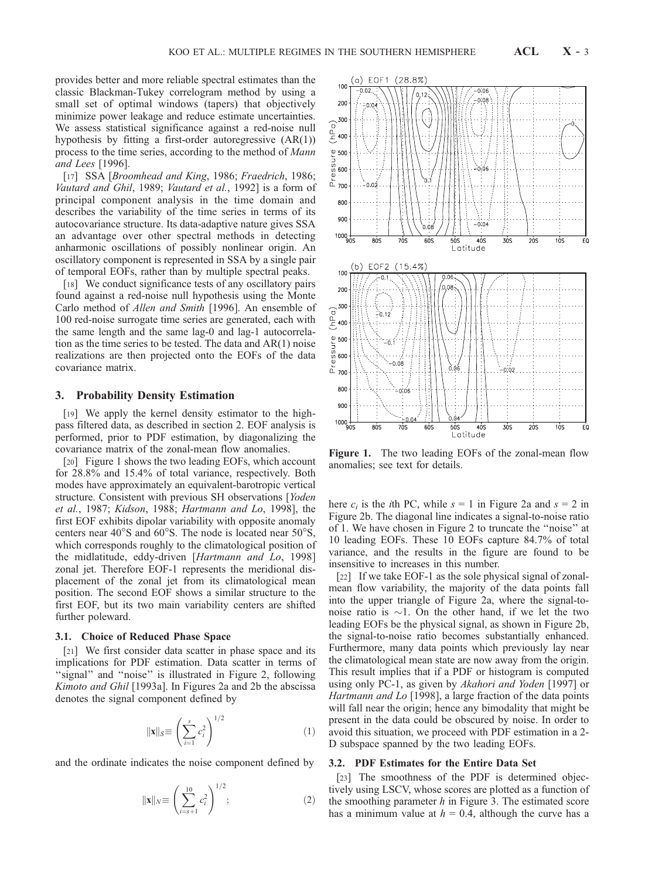provides better and more reliable spectral estimates than the classic Blackman-Tukey correlogram method by using a small set of optimal windows (tapers) that objectively minimize power leakage and reduce estimate uncertainties. We assess statistical significance against a red-noise null hypothesis by fitting a first-order autoregressive (AR(1)) process to the time series, according to the method of *Mann and Lees* [1996].

[17] SSA [*Broomhead and King*, 1986; *Fraedrich*, 1986; *Vautard and Ghil*, 1989; *Vautard et al.*, 1992] is a form of principal component analysis in the time domain and describes the variability of the time series in terms of its autocovariance structure. Its data-adaptive nature gives SSA an advantage over other spectral methods in detecting anharmonic oscillations of possibly nonlinear origin. An oscillatory component is represented in SSA by a single pair of temporal EOFs, rather than by multiple spectral peaks.

[18] We conduct significance tests of any oscillatory pairs found against a red-noise null hypothesis using the Monte Carlo method of *Allen and Smith* [1996]. An ensemble of 100 red-noise surrogate time series are generated, each with the same length and the same lag-0 and lag-1 autocorrelation as the time series to be tested. The data and AR(1) noise realizations are then projected onto the EOFs of the data covariance matrix.

## 3. Probability Density Estimation

[19] We apply the kernel density estimator to the high-pass filtered data, as described in section 2. EOF analysis is performed, prior to PDF estimation, by diagonalizing the covariance matrix of the zonal-mean flow anomalies.

[20] Figure 1 shows the two leading EOFs, which account for 28.8% and 15.4% of total variance, respectively. Both modes have approximately an equivalent-barotropic vertical structure. Consistent with previous SH observations [*Yoden et al.*, 1987; *Kidson*, 1988; *Hartmann and Lo*, 1998], the first EOF exhibits dipolar variability with opposite anomaly centers near 40°S and 60°S. The node is located near 50°S, which corresponds roughly to the climatological position of the midlatitude, eddy-driven [*Hartmann and Lo*, 1998] zonal jet. Therefore EOF-1 represents the meridional displacement of the zonal jet from its climatological mean position. The second EOF shows a similar structure to the first EOF, but its two main variability centers are shifted further poleward.

### 3.1. Choice of Reduced Phase Space

[21] We first consider data scatter in phase space and its implications for PDF estimation. Data scatter in terms of "signal" and "noise" is illustrated in Figure 2, following *Kimoto and Ghil* [1993a]. In Figures 2a and 2b the abscissa denotes the signal component defined by

$$\|\mathbf{x}\|_S \equiv \left( \sum_{i=1}^{s} c_i^2 \right)^{1/2} \tag{1}$$

and the ordinate indicates the noise component defined by

$$\|\mathbf{x}\|_N \equiv \left( \sum_{i=s+1}^{10} c_i^2 \right)^{1/2}; \tag{2}$$

Figure 1. The two leading EOFs of the zonal-mean flow anomalies; see text for details.

here $c_i$ is the $i$th PC, while $s = 1$ in Figure 2a and $s = 2$ in Figure 2b. The diagonal line indicates a signal-to-noise ratio of 1. We have chosen in Figure 2 to truncate the "noise" at 10 leading EOFs. These 10 EOFs capture 84.7% of total variance, and the results in the figure are found to be insensitive to increases in this number.

[22] If we take EOF-1 as the sole physical signal of zonal-mean flow variability, the majority of the data points fall into the upper triangle of Figure 2a, where the signal-to-noise ratio is ~1. On the other hand, if we let the two leading EOFs be the physical signal, as shown in Figure 2b, the signal-to-noise ratio becomes substantially enhanced. Furthermore, many data points which previously lay near the climatological mean state are now away from the origin. This result implies that if a PDF or histogram is computed using only PC-1, as given by *Akahori and Yoden* [1997] or *Hartmann and Lo* [1998], a large fraction of the data points will fall near the origin; hence any bimodality that might be present in the data could be obscured by noise. In order to avoid this situation, we proceed with PDF estimation in a 2-D subspace spanned by the two leading EOFs.

### 3.2. PDF Estimates for the Entire Data Set

[23] The smoothness of the PDF is determined objectively using LSCV, whose scores are plotted as a function of the smoothing parameter $h$ in Figure 3. The estimated score has a minimum value at $h = 0.4$, although the curve has a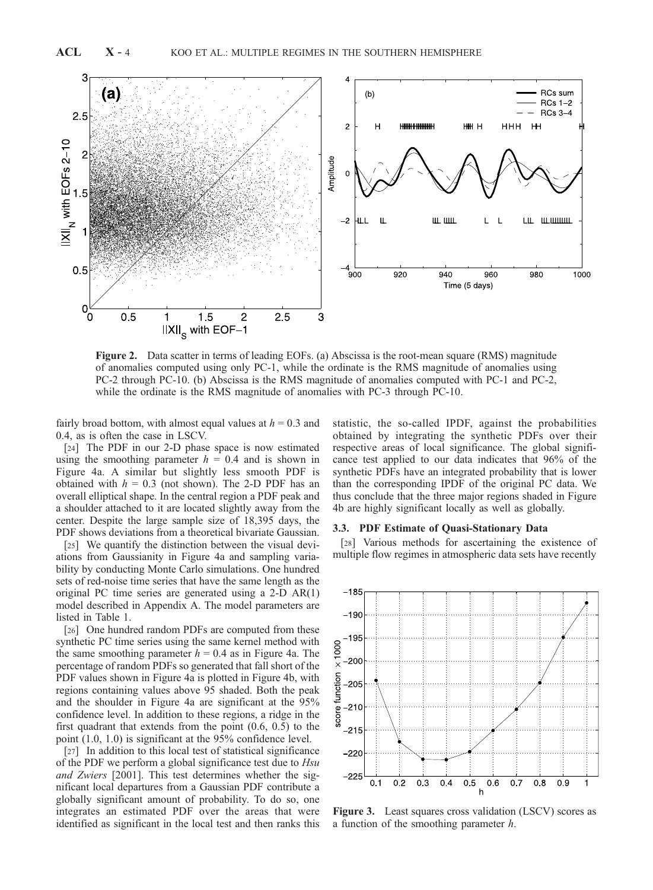**Figure 2.** Data scatter in terms of leading EOFs. (a) Abscissa is the root-mean square (RMS) magnitude of anomalies computed using only PC-1, while the ordinate is the RMS magnitude of anomalies using PC-2 through PC-10. (b) Abscissa is the RMS magnitude of anomalies computed with PC-1 and PC-2, while the ordinate is the RMS magnitude of anomalies with PC-3 through PC-10.

fairly broad bottom, with almost equal values at $h = 0.3$ and 0.4, as is often the case in LSCV.

[24] The PDF in our 2-D phase space is now estimated using the smoothing parameter $h = 0.4$ and is shown in Figure 4a. A similar but slightly less smooth PDF is obtained with $h = 0.3$ (not shown). The 2-D PDF has an overall elliptical shape. In the central region a PDF peak and a shoulder attached to it are located slightly away from the center. Despite the large sample size of 18,395 days, the PDF shows deviations from a theoretical bivariate Gaussian.

[25] We quantify the distinction between the visual deviations from Gaussianity in Figure 4a and sampling variability by conducting Monte Carlo simulations. One hundred sets of red-noise time series that have the same length as the original PC time series are generated using a 2-D AR(1) model described in Appendix A. The model parameters are listed in Table 1.

[26] One hundred random PDFs are computed from these synthetic PC time series using the same kernel method with the same smoothing parameter $h = 0.4$ as in Figure 4a. The percentage of random PDFs so generated that fall short of the PDF values shown in Figure 4a is plotted in Figure 4b, with regions containing values above 95 shaded. Both the peak and the shoulder in Figure 4a are significant at the 95% confidence level. In addition to these regions, a ridge in the first quadrant that extends from the point (0.6, 0.5) to the point (1.0, 1.0) is significant at the 95% confidence level.

[27] In addition to this local test of statistical significance of the PDF we perform a global significance test due to *Hsu and Zwiers* [2001]. This test determines whether the significant local departures from a Gaussian PDF contribute a globally significant amount of probability. To do so, one integrates an estimated PDF over the areas that were identified as significant in the local test and then ranks this statistic, the so-called IPDF, against the probabilities obtained by integrating the synthetic PDFs over their respective areas of local significance. The global significance test applied to our data indicates that 96% of the synthetic PDFs have an integrated probability that is lower than the corresponding IPDF of the original PC data. We thus conclude that the three major regions shaded in Figure 4b are highly significant locally as well as globally.

### 3.3. PDF Estimate of Quasi-Stationary Data

[28] Various methods for ascertaining the existence of multiple flow regimes in atmospheric data sets have recently

**Figure 3.** Least squares cross validation (LSCV) scores as a function of the smoothing parameter $h$.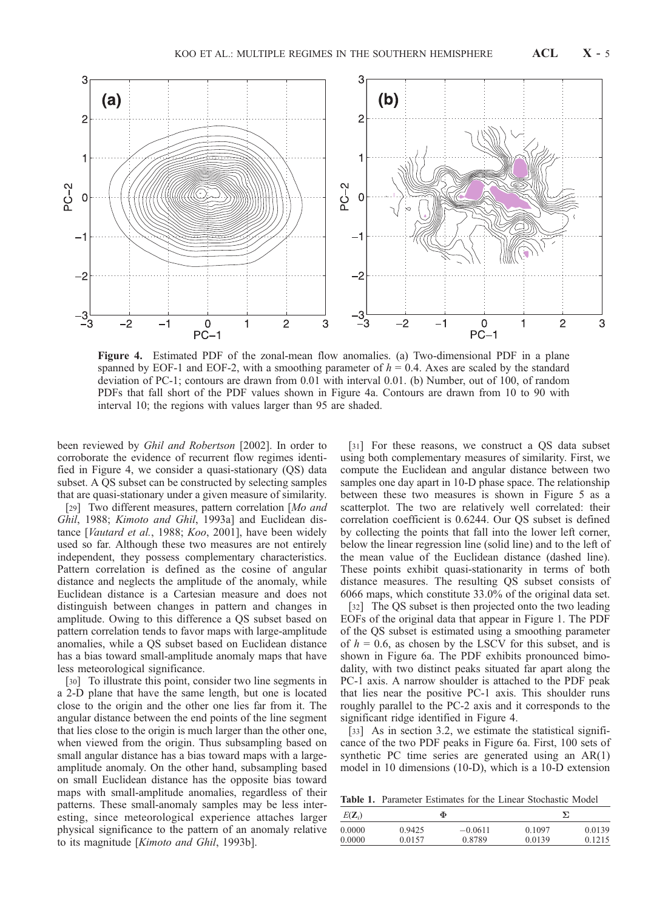**Figure 4.** Estimated PDF of the zonal-mean flow anomalies. (a) Two-dimensional PDF in a plane spanned by EOF-1 and EOF-2, with a smoothing parameter of $h = 0.4$. Axes are scaled by the standard deviation of PC-1; contours are drawn from 0.01 with interval 0.01. (b) Number, out of 100, of random PDFs that fall short of the PDF values shown in Figure 4a. Contours are drawn from 10 to 90 with interval 10; the regions with values larger than 95 are shaded.

been reviewed by *Ghil and Robertson* [2002]. In order to corroborate the evidence of recurrent flow regimes identified in Figure 4, we consider a quasi-stationary (QS) data subset. A QS subset can be constructed by selecting samples that are quasi-stationary under a given measure of similarity.

[29] Two different measures, pattern correlation [*Mo and Ghil*, 1988; *Kimoto and Ghil*, 1993a] and Euclidean distance [*Vautard et al.*, 1988; *Koo*, 2001], have been widely used so far. Although these two measures are not entirely independent, they possess complementary characteristics. Pattern correlation is defined as the cosine of angular distance and neglects the amplitude of the anomaly, while Euclidean distance is a Cartesian measure and does not distinguish between changes in pattern and changes in amplitude. Owing to this difference a QS subset based on pattern correlation tends to favor maps with large-amplitude anomalies, while a QS subset based on Euclidean distance has a bias toward small-amplitude anomaly maps that have less meteorological significance.

[30] To illustrate this point, consider two line segments in a 2-D plane that have the same length, but one is located close to the origin and the other one lies far from it. The angular distance between the end points of the line segment that lies close to the origin is much larger than the other one, when viewed from the origin. Thus subsampling based on small angular distance has a bias toward maps with a large-amplitude anomaly. On the other hand, subsampling based on small Euclidean distance has the opposite bias toward maps with small-amplitude anomalies, regardless of their patterns. These small-anomaly samples may be less interesting, since meteorological experience attaches larger physical significance to the pattern of an anomaly relative to its magnitude [*Kimoto and Ghil*, 1993b].

[31] For these reasons, we construct a QS data subset using both complementary measures of similarity. First, we compute the Euclidean and angular distance between two samples one day apart in 10-D phase space. The relationship between these two measures is shown in Figure 5 as a scatterplot. The two are relatively well correlated: their correlation coefficient is 0.6244. Our QS subset is defined by collecting the points that fall into the lower left corner, below the linear regression line (solid line) and to the left of the mean value of the Euclidean distance (dashed line). These points exhibit quasi-stationarity in terms of both distance measures. The resulting QS subset consists of 6066 maps, which constitute 33.0% of the original data set.

[32] The QS subset is then projected onto the two leading EOFs of the original data that appear in Figure 1. The PDF of the QS subset is estimated using a smoothing parameter of $h = 0.6$, as chosen by the LSCV for this subset, and is shown in Figure 6a. The PDF exhibits pronounced bimodality, with two distinct peaks situated far apart along the PC-1 axis. A narrow shoulder is attached to the PDF peak that lies near the positive PC-1 axis. This shoulder runs roughly parallel to the PC-2 axis and it corresponds to the significant ridge identified in Figure 4.

[33] As in section 3.2, we estimate the statistical significance of the two PDF peaks in Figure 6a. First, 100 sets of synthetic PC time series are generated using an AR(1) model in 10 dimensions (10-D), which is a 10-D extension

**Table 1.** Parameter Estimates for the Linear Stochastic Model

| $E(\mathbf{Z}_i)$ | $\Phi$ | | $\Sigma$ | |
|---|---|---|---|---|
| 0.0000 | 0.9425 | −0.0611 | 0.1097 | 0.0139 |
| 0.0000 | 0.0157 | 0.8789 | 0.0139 | 0.1215 |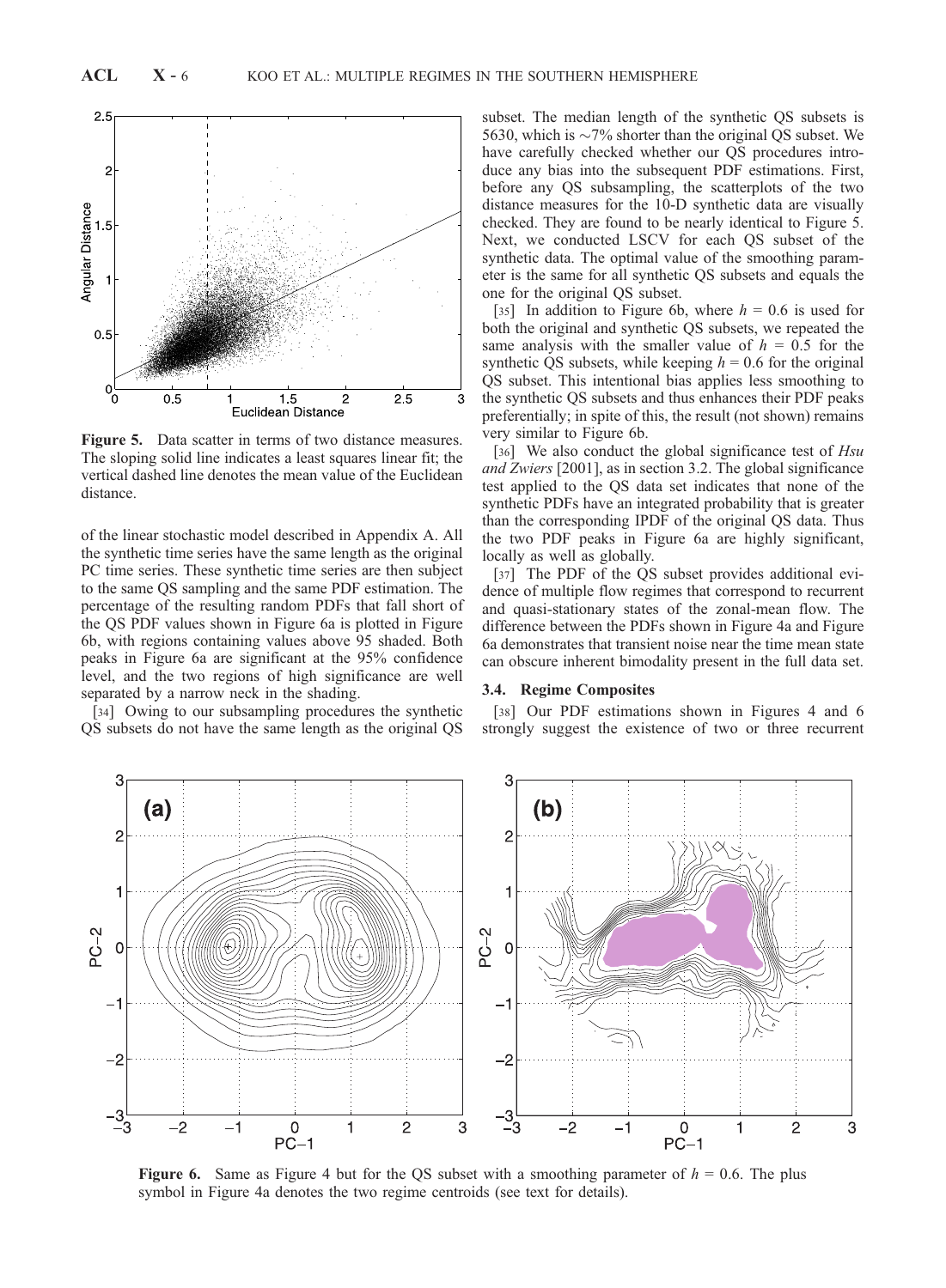Figure 5. Data scatter in terms of two distance measures. The sloping solid line indicates a least squares linear fit; the vertical dashed line denotes the mean value of the Euclidean distance.

of the linear stochastic model described in Appendix A. All the synthetic time series have the same length as the original PC time series. These synthetic time series are then subject to the same QS sampling and the same PDF estimation. The percentage of the resulting random PDFs that fall short of the QS PDF values shown in Figure 6a is plotted in Figure 6b, with regions containing values above 95 shaded. Both peaks in Figure 6a are significant at the 95% confidence level, and the two regions of high significance are well separated by a narrow neck in the shading.

[34] Owing to our subsampling procedures the synthetic QS subsets do not have the same length as the original QS subset. The median length of the synthetic QS subsets is 5630, which is ∼7% shorter than the original QS subset. We have carefully checked whether our QS procedures introduce any bias into the subsequent PDF estimations. First, before any QS subsampling, the scatterplots of the two distance measures for the 10-D synthetic data are visually checked. They are found to be nearly identical to Figure 5. Next, we conducted LSCV for each QS subset of the synthetic data. The optimal value of the smoothing parameter is the same for all synthetic QS subsets and equals the one for the original QS subset.

[35] In addition to Figure 6b, where $h = 0.6$ is used for both the original and synthetic QS subsets, we repeated the same analysis with the smaller value of $h = 0.5$ for the synthetic QS subsets, while keeping $h = 0.6$ for the original QS subset. This intentional bias applies less smoothing to the synthetic QS subsets and thus enhances their PDF peaks preferentially; in spite of this, the result (not shown) remains very similar to Figure 6b.

[36] We also conduct the global significance test of *Hsu and Zwiers* [2001], as in section 3.2. The global significance test applied to the QS data set indicates that none of the synthetic PDFs have an integrated probability that is greater than the corresponding IPDF of the original QS data. Thus the two PDF peaks in Figure 6a are highly significant, locally as well as globally.

[37] The PDF of the QS subset provides additional evidence of multiple flow regimes that correspond to recurrent and quasi-stationary states of the zonal-mean flow. The difference between the PDFs shown in Figure 4a and Figure 6a demonstrates that transient noise near the time mean state can obscure inherent bimodality present in the full data set.

### 3.4. Regime Composites

[38] Our PDF estimations shown in Figures 4 and 6 strongly suggest the existence of two or three recurrent

Figure 6. Same as Figure 4 but for the QS subset with a smoothing parameter of $h = 0.6$. The plus symbol in Figure 4a denotes the two regime centroids (see text for details).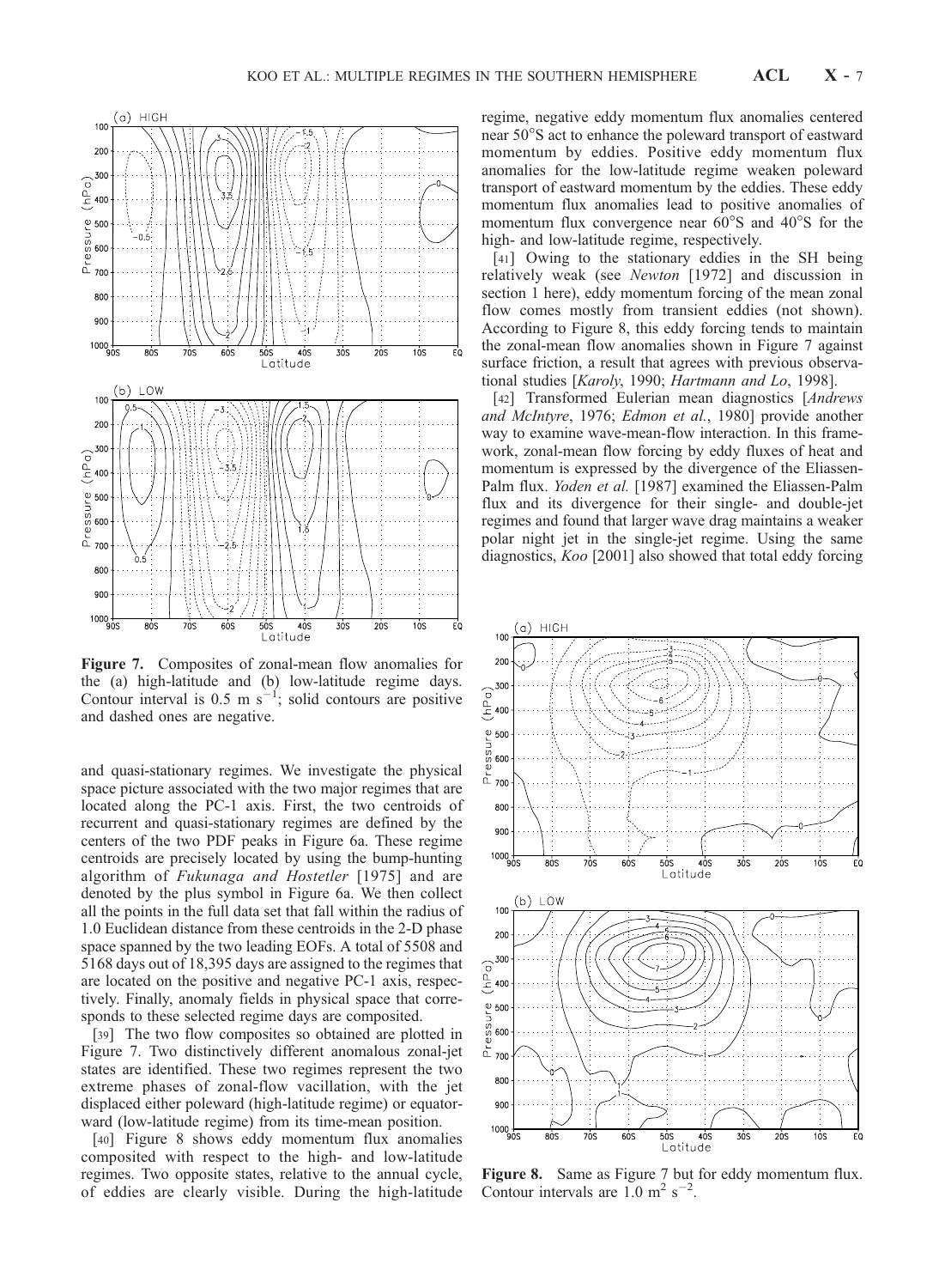**Figure 7.** Composites of zonal-mean flow anomalies for the (a) high-latitude and (b) low-latitude regime days. Contour interval is 0.5 m s$^{-1}$; solid contours are positive and dashed ones are negative.

and quasi-stationary regimes. We investigate the physical space picture associated with the two major regimes that are located along the PC-1 axis. First, the two centroids of recurrent and quasi-stationary regimes are defined by the centers of the two PDF peaks in Figure 6a. These regime centroids are precisely located by using the bump-hunting algorithm of *Fukunaga and Hostetler* [1975] and are denoted by the plus symbol in Figure 6a. We then collect all the points in the full data set that fall within the radius of 1.0 Euclidean distance from these centroids in the 2-D phase space spanned by the two leading EOFs. A total of 5508 and 5168 days out of 18,395 days are assigned to the regimes that are located on the positive and negative PC-1 axis, respectively. Finally, anomaly fields in physical space that corresponds to these selected regime days are composited.

[39] The two flow composites so obtained are plotted in Figure 7. Two distinctively different anomalous zonal-jet states are identified. These two regimes represent the two extreme phases of zonal-flow vacillation, with the jet displaced either poleward (high-latitude regime) or equatorward (low-latitude regime) from its time-mean position.

[40] Figure 8 shows eddy momentum flux anomalies composited with respect to the high- and low-latitude regimes. Two opposite states, relative to the annual cycle, of eddies are clearly visible. During the high-latitude regime, negative eddy momentum flux anomalies centered near 50°S act to enhance the poleward transport of eastward momentum by eddies. Positive eddy momentum flux anomalies for the low-latitude regime weaken poleward transport of eastward momentum by the eddies. These eddy momentum flux anomalies lead to positive anomalies of momentum flux convergence near 60°S and 40°S for the high- and low-latitude regime, respectively.

[41] Owing to the stationary eddies in the SH being relatively weak (see *Newton* [1972] and discussion in section 1 here), eddy momentum forcing of the mean zonal flow comes mostly from transient eddies (not shown). According to Figure 8, this eddy forcing tends to maintain the zonal-mean flow anomalies shown in Figure 7 against surface friction, a result that agrees with previous observational studies [*Karoly*, 1990; *Hartmann and Lo*, 1998].

[42] Transformed Eulerian mean diagnostics [*Andrews and McIntyre*, 1976; *Edmon et al.*, 1980] provide another way to examine wave-mean-flow interaction. In this framework, zonal-mean flow forcing by eddy fluxes of heat and momentum is expressed by the divergence of the Eliassen-Palm flux. *Yoden et al.* [1987] examined the Eliassen-Palm flux and its divergence for their single- and double-jet regimes and found that larger wave drag maintains a weaker polar night jet in the single-jet regime. Using the same diagnostics, *Koo* [2001] also showed that total eddy forcing

**Figure 8.** Same as Figure 7 but for eddy momentum flux. Contour intervals are 1.0 m$^2$ s$^{-2}$.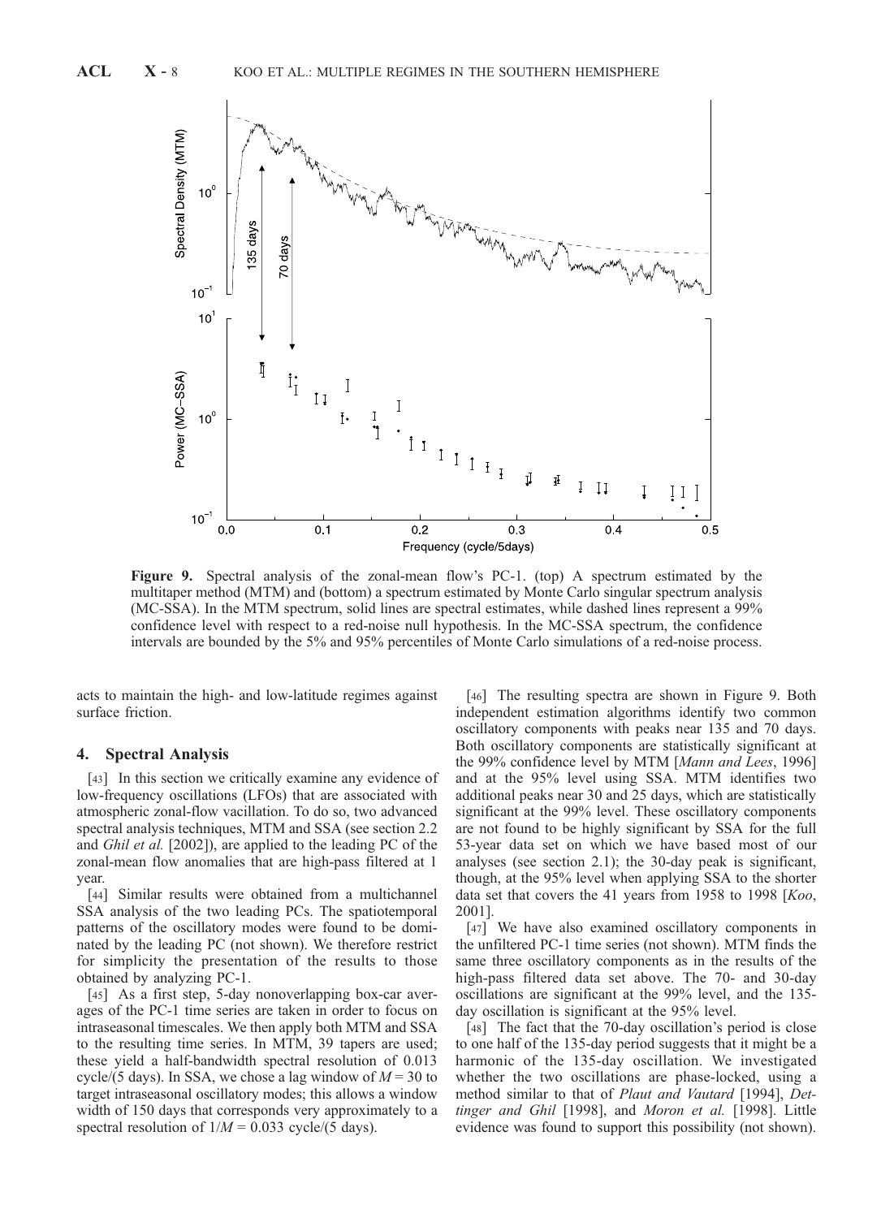**Figure 9.** Spectral analysis of the zonal-mean flow's PC-1. (top) A spectrum estimated by the multitaper method (MTM) and (bottom) a spectrum estimated by Monte Carlo singular spectrum analysis (MC-SSA). In the MTM spectrum, solid lines are spectral estimates, while dashed lines represent a 99% confidence level with respect to a red-noise null hypothesis. In the MC-SSA spectrum, the confidence intervals are bounded by the 5% and 95% percentiles of Monte Carlo simulations of a red-noise process.

acts to maintain the high- and low-latitude regimes against surface friction.

## 4. Spectral Analysis

[43] In this section we critically examine any evidence of low-frequency oscillations (LFOs) that are associated with atmospheric zonal-flow vacillation. To do so, two advanced spectral analysis techniques, MTM and SSA (see section 2.2 and *Ghil et al.* [2002]), are applied to the leading PC of the zonal-mean flow anomalies that are high-pass filtered at 1 year.

[44] Similar results were obtained from a multichannel SSA analysis of the two leading PCs. The spatiotemporal patterns of the oscillatory modes were found to be dominated by the leading PC (not shown). We therefore restrict for simplicity the presentation of the results to those obtained by analyzing PC-1.

[45] As a first step, 5-day nonoverlapping box-car averages of the PC-1 time series are taken in order to focus on intraseasonal timescales. We then apply both MTM and SSA to the resulting time series. In MTM, 39 tapers are used; these yield a half-bandwidth spectral resolution of 0.013 cycle/(5 days). In SSA, we chose a lag window of $M = 30$ to target intraseasonal oscillatory modes; this allows a window width of 150 days that corresponds very approximately to a spectral resolution of $1/M = 0.033$ cycle/(5 days).

[46] The resulting spectra are shown in Figure 9. Both independent estimation algorithms identify two common oscillatory components with peaks near 135 and 70 days. Both oscillatory components are statistically significant at the 99% confidence level by MTM [*Mann and Lees*, 1996] and at the 95% level using SSA. MTM identifies two additional peaks near 30 and 25 days, which are statistically significant at the 99% level. These oscillatory components are not found to be highly significant by SSA for the full 53-year data set on which we have based most of our analyses (see section 2.1); the 30-day peak is significant, though, at the 95% level when applying SSA to the shorter data set that covers the 41 years from 1958 to 1998 [*Koo*, 2001].

[47] We have also examined oscillatory components in the unfiltered PC-1 time series (not shown). MTM finds the same three oscillatory components as in the results of the high-pass filtered data set above. The 70- and 30-day oscillations are significant at the 99% level, and the 135-day oscillation is significant at the 95% level.

[48] The fact that the 70-day oscillation's period is close to one half of the 135-day period suggests that it might be a harmonic of the 135-day oscillation. We investigated whether the two oscillations are phase-locked, using a method similar to that of *Plaut and Vautard* [1994], *Dettinger and Ghil* [1998], and *Moron et al.* [1998]. Little evidence was found to support this possibility (not shown).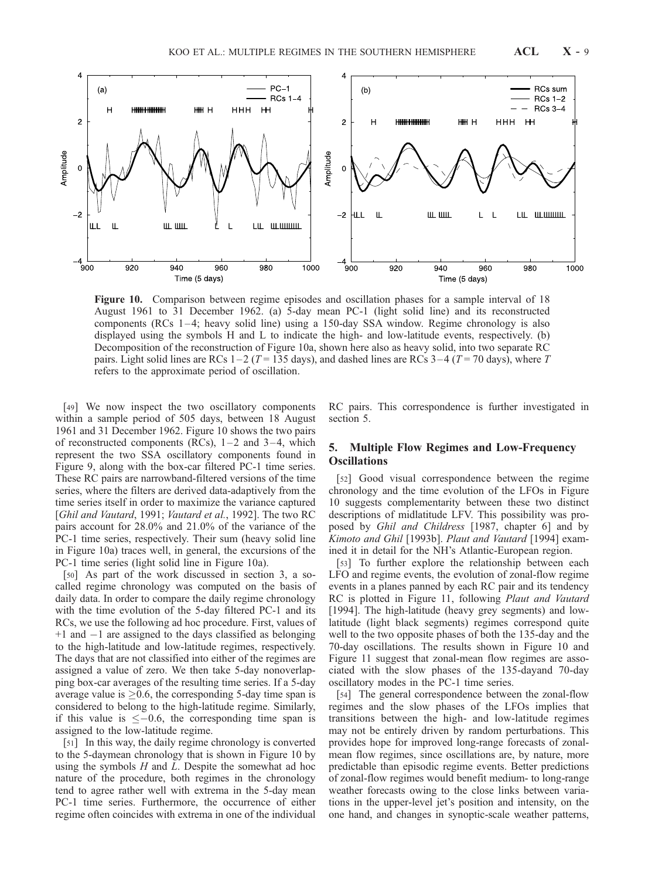**Figure 10.** Comparison between regime episodes and oscillation phases for a sample interval of 18 August 1961 to 31 December 1962. (a) 5-day mean PC-1 (light solid line) and its reconstructed components (RCs 1–4; heavy solid line) using a 150-day SSA window. Regime chronology is also displayed using the symbols H and L to indicate the high- and low-latitude events, respectively. (b) Decomposition of the reconstruction of Figure 10a, shown here also as heavy solid, into two separate RC pairs. Light solid lines are RCs 1–2 ($T = 135$ days), and dashed lines are RCs 3–4 ($T = 70$ days), where $T$ refers to the approximate period of oscillation.

[49] We now inspect the two oscillatory components within a sample period of 505 days, between 18 August 1961 and 31 December 1962. Figure 10 shows the two pairs of reconstructed components (RCs), 1–2 and 3–4, which represent the two SSA oscillatory components found in Figure 9, along with the box-car filtered PC-1 time series. These RC pairs are narrowband-filtered versions of the time series, where the filters are derived data-adaptively from the time series itself in order to maximize the variance captured [*Ghil and Vautard*, 1991; *Vautard et al.*, 1992]. The two RC pairs account for 28.0% and 21.0% of the variance of the PC-1 time series, respectively. Their sum (heavy solid line in Figure 10a) traces well, in general, the excursions of the PC-1 time series (light solid line in Figure 10a).

[50] As part of the work discussed in section 3, a so-called regime chronology was computed on the basis of daily data. In order to compare the daily regime chronology with the time evolution of the 5-day filtered PC-1 and its RCs, we use the following ad hoc procedure. First, values of +1 and −1 are assigned to the days classified as belonging to the high-latitude and low-latitude regimes, respectively. The days that are not classified into either of the regimes are assigned a value of zero. We then take 5-day nonoverlapping box-car averages of the resulting time series. If a 5-day average value is $\geq 0.6$, the corresponding 5-day time span is considered to belong to the high-latitude regime. Similarly, if this value is $\leq -0.6$, the corresponding time span is assigned to the low-latitude regime.

[51] In this way, the daily regime chronology is converted to the 5-daymean chronology that is shown in Figure 10 by using the symbols *H* and *L*. Despite the somewhat ad hoc nature of the procedure, both regimes in the chronology tend to agree rather well with extrema in the 5-day mean PC-1 time series. Furthermore, the occurrence of either regime often coincides with extrema in one of the individual RC pairs. This correspondence is further investigated in section 5.

## 5. Multiple Flow Regimes and Low-Frequency Oscillations

[52] Good visual correspondence between the regime chronology and the time evolution of the LFOs in Figure 10 suggests complementarity between these two distinct descriptions of midlatitude LFV. This possibility was proposed by *Ghil and Childress* [1987, chapter 6] and by *Kimoto and Ghil* [1993b]. *Plaut and Vautard* [1994] examined it in detail for the NH's Atlantic-European region.

[53] To further explore the relationship between each LFO and regime events, the evolution of zonal-flow regime events in a planes panned by each RC pair and its tendency RC is plotted in Figure 11, following *Plaut and Vautard* [1994]. The high-latitude (heavy grey segments) and low-latitude (light black segments) regimes correspond quite well to the two opposite phases of both the 135-day and the 70-day oscillations. The results shown in Figure 10 and Figure 11 suggest that zonal-mean flow regimes are associated with the slow phases of the 135-dayand 70-day oscillatory modes in the PC-1 time series.

[54] The general correspondence between the zonal-flow regimes and the slow phases of the LFOs implies that transitions between the high- and low-latitude regimes may not be entirely driven by random perturbations. This provides hope for improved long-range forecasts of zonal-mean flow regimes, since oscillations are, by nature, more predictable than episodic regime events. Better predictions of zonal-flow regimes would benefit medium- to long-range weather forecasts owing to the close links between variations in the upper-level jet's position and intensity, on the one hand, and changes in synoptic-scale weather patterns,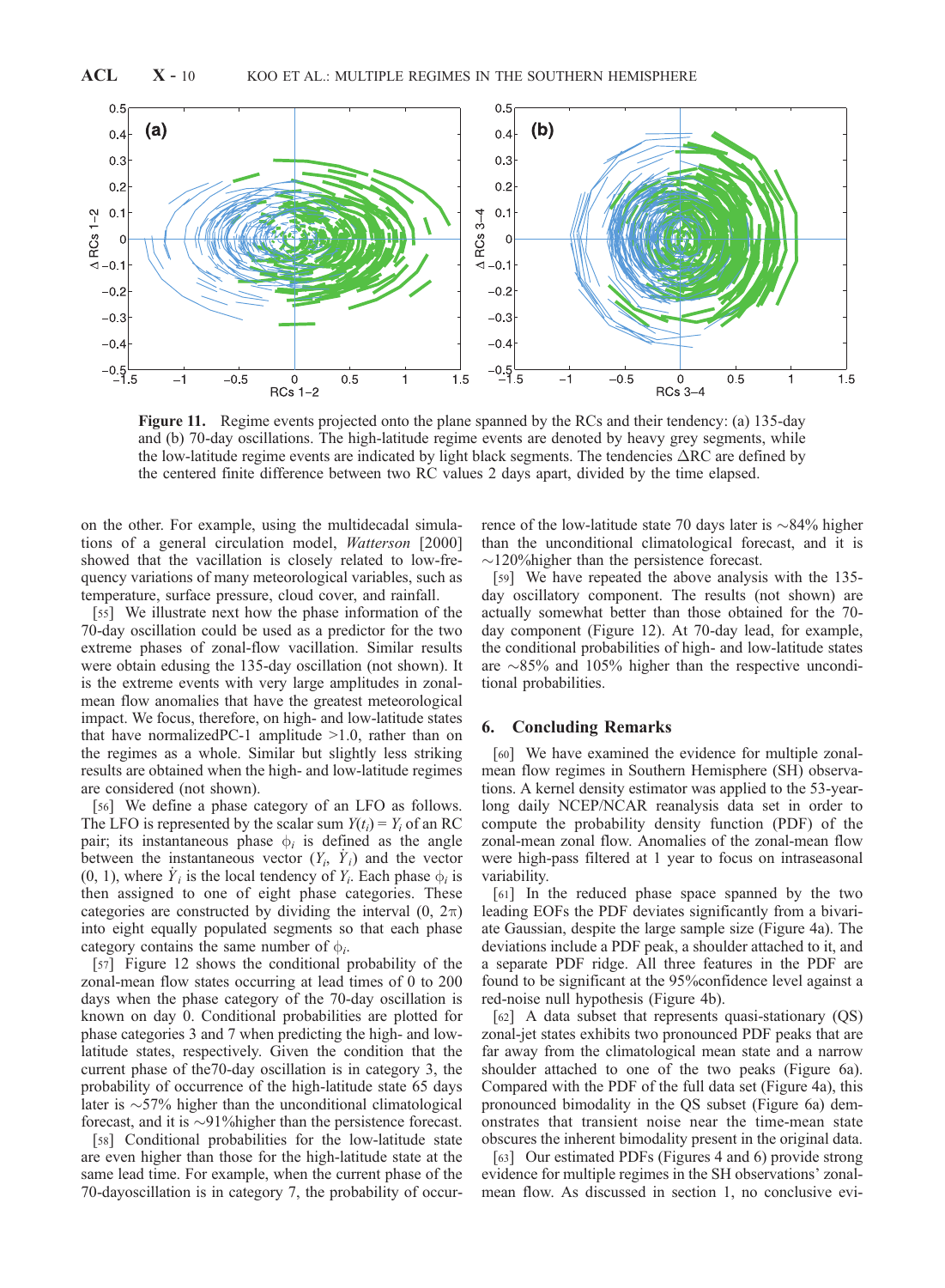**Figure 11.** Regime events projected onto the plane spanned by the RCs and their tendency: (a) 135-day and (b) 70-day oscillations. The high-latitude regime events are denoted by heavy grey segments, while the low-latitude regime events are indicated by light black segments. The tendencies ΔRC are defined by the centered finite difference between two RC values 2 days apart, divided by the time elapsed.

on the other. For example, using the multidecadal simulations of a general circulation model, *Watterson* [2000] showed that the vacillation is closely related to low-frequency variations of many meteorological variables, such as temperature, surface pressure, cloud cover, and rainfall.

[55] We illustrate next how the phase information of the 70-day oscillation could be used as a predictor for the two extreme phases of zonal-flow vacillation. Similar results were obtain edusing the 135-day oscillation (not shown). It is the extreme events with very large amplitudes in zonal-mean flow anomalies that have the greatest meteorological impact. We focus, therefore, on high- and low-latitude states that have normalizedPC-1 amplitude >1.0, rather than on the regimes as a whole. Similar but slightly less striking results are obtained when the high- and low-latitude regimes are considered (not shown).

[56] We define a phase category of an LFO as follows. The LFO is represented by the scalar sum $Y(t_i) = Y_i$ of an RC pair; its instantaneous phase $\phi_i$ is defined as the angle between the instantaneous vector $(Y_i, \dot{Y}_i)$ and the vector $(0, 1)$, where $\dot{Y}_i$ is the local tendency of $Y_i$. Each phase $\phi_i$ is then assigned to one of eight phase categories. These categories are constructed by dividing the interval $(0, 2\pi)$ into eight equally populated segments so that each phase category contains the same number of $\phi_i$.

[57] Figure 12 shows the conditional probability of the zonal-mean flow states occurring at lead times of 0 to 200 days when the phase category of the 70-day oscillation is known on day 0. Conditional probabilities are plotted for phase categories 3 and 7 when predicting the high- and low-latitude states, respectively. Given the condition that the current phase of the70-day oscillation is in category 3, the probability of occurrence of the high-latitude state 65 days later is ~57% higher than the unconditional climatological forecast, and it is ~91%higher than the persistence forecast.

[58] Conditional probabilities for the low-latitude state are even higher than those for the high-latitude state at the same lead time. For example, when the current phase of the 70-dayoscillation is in category 7, the probability of occurrence of the low-latitude state 70 days later is ~84% higher than the unconditional climatological forecast, and it is ~120%higher than the persistence forecast.

[59] We have repeated the above analysis with the 135-day oscillatory component. The results (not shown) are actually somewhat better than those obtained for the 70-day component (Figure 12). At 70-day lead, for example, the conditional probabilities of high- and low-latitude states are ~85% and 105% higher than the respective unconditional probabilities.

## 6. Concluding Remarks

[60] We have examined the evidence for multiple zonal-mean flow regimes in Southern Hemisphere (SH) observations. A kernel density estimator was applied to the 53-year-long daily NCEP/NCAR reanalysis data set in order to compute the probability density function (PDF) of the zonal-mean zonal flow. Anomalies of the zonal-mean flow were high-pass filtered at 1 year to focus on intraseasonal variability.

[61] In the reduced phase space spanned by the two leading EOFs the PDF deviates significantly from a bivariate Gaussian, despite the large sample size (Figure 4a). The deviations include a PDF peak, a shoulder attached to it, and a separate PDF ridge. All three features in the PDF are found to be significant at the 95%confidence level against a red-noise null hypothesis (Figure 4b).

[62] A data subset that represents quasi-stationary (QS) zonal-jet states exhibits two pronounced PDF peaks that are far away from the climatological mean state and a narrow shoulder attached to one of the two peaks (Figure 6a). Compared with the PDF of the full data set (Figure 4a), this pronounced bimodality in the QS subset (Figure 6a) demonstrates that transient noise near the time-mean state obscures the inherent bimodality present in the original data.

[63] Our estimated PDFs (Figures 4 and 6) provide strong evidence for multiple regimes in the SH observations' zonal-mean flow. As discussed in section 1, no conclusive evi-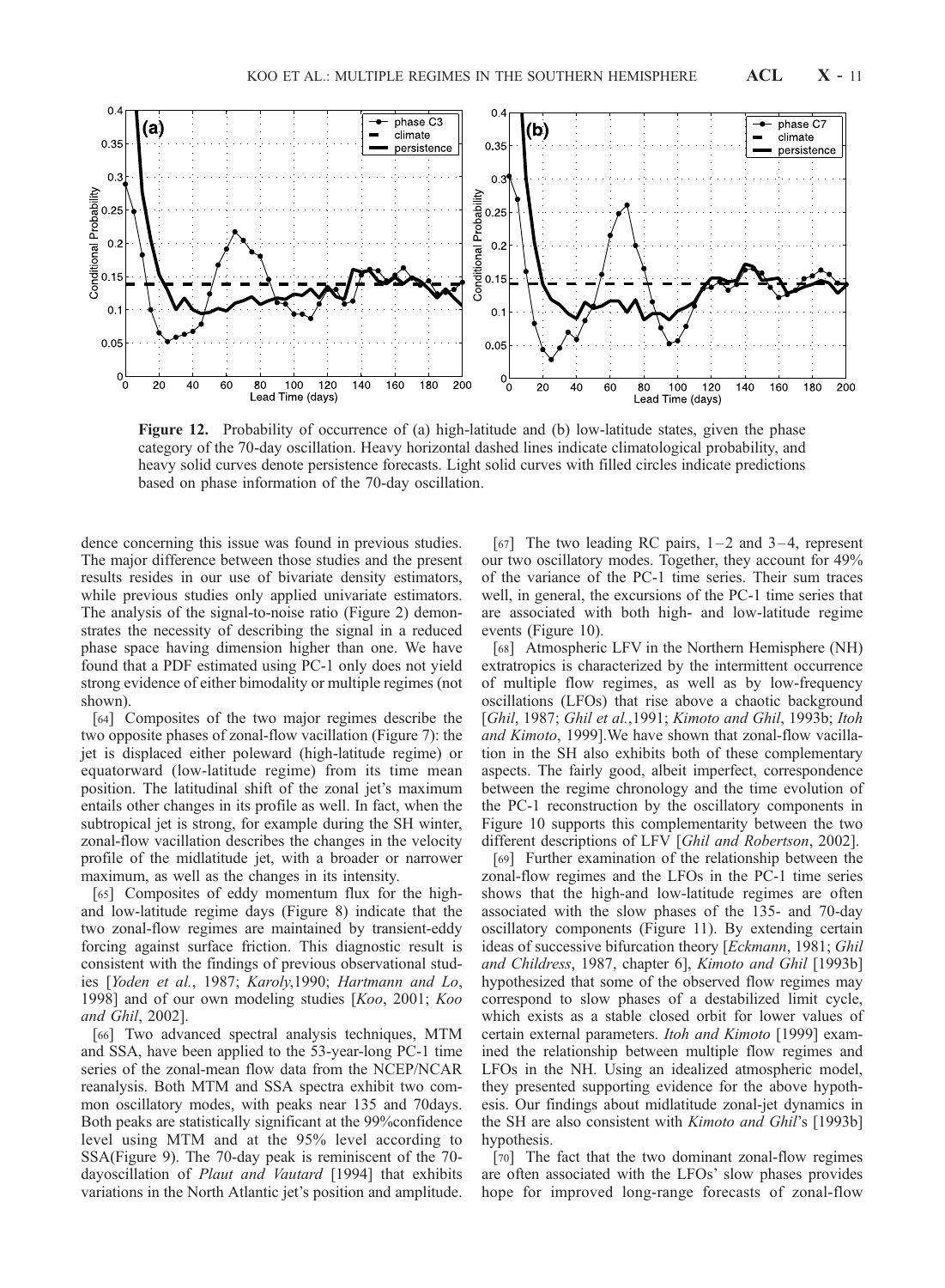**Figure 12.** Probability of occurrence of (a) high-latitude and (b) low-latitude states, given the phase category of the 70-day oscillation. Heavy horizontal dashed lines indicate climatological probability, and heavy solid curves denote persistence forecasts. Light solid curves with filled circles indicate predictions based on phase information of the 70-day oscillation.

dence concerning this issue was found in previous studies. The major difference between those studies and the present results resides in our use of bivariate density estimators, while previous studies only applied univariate estimators. The analysis of the signal-to-noise ratio (Figure 2) demonstrates the necessity of describing the signal in a reduced phase space having dimension higher than one. We have found that a PDF estimated using PC-1 only does not yield strong evidence of either bimodality or multiple regimes (not shown).

[64] Composites of the two major regimes describe the two opposite phases of zonal-flow vacillation (Figure 7): the jet is displaced either poleward (high-latitude regime) or equatorward (low-latitude regime) from its time mean position. The latitudinal shift of the zonal jet's maximum entails other changes in its profile as well. In fact, when the subtropical jet is strong, for example during the SH winter, zonal-flow vacillation describes the changes in the velocity profile of the midlatitude jet, with a broader or narrower maximum, as well as the changes in its intensity.

[65] Composites of eddy momentum flux for the high- and low-latitude regime days (Figure 8) indicate that the two zonal-flow regimes are maintained by transient-eddy forcing against surface friction. This diagnostic result is consistent with the findings of previous observational studies [*Yoden et al.*, 1987; *Karoly*,1990; *Hartmann and Lo*, 1998] and of our own modeling studies [*Koo*, 2001; *Koo and Ghil*, 2002].

[66] Two advanced spectral analysis techniques, MTM and SSA, have been applied to the 53-year-long PC-1 time series of the zonal-mean flow data from the NCEP/NCAR reanalysis. Both MTM and SSA spectra exhibit two common oscillatory modes, with peaks near 135 and 70days. Both peaks are statistically significant at the 99%confidence level using MTM and at the 95% level according to SSA(Figure 9). The 70-day peak is reminiscent of the 70-dayoscillation of *Plaut and Vautard* [1994] that exhibits variations in the North Atlantic jet's position and amplitude.

[67] The two leading RC pairs, 1–2 and 3–4, represent our two oscillatory modes. Together, they account for 49% of the variance of the PC-1 time series. Their sum traces well, in general, the excursions of the PC-1 time series that are associated with both high- and low-latitude regime events (Figure 10).

[68] Atmospheric LFV in the Northern Hemisphere (NH) extratropics is characterized by the intermittent occurrence of multiple flow regimes, as well as by low-frequency oscillations (LFOs) that rise above a chaotic background [*Ghil*, 1987; *Ghil et al.*,1991; *Kimoto and Ghil*, 1993b; *Itoh and Kimoto*, 1999].We have shown that zonal-flow vacillation in the SH also exhibits both of these complementary aspects. The fairly good, albeit imperfect, correspondence between the regime chronology and the time evolution of the PC-1 reconstruction by the oscillatory components in Figure 10 supports this complementarity between the two different descriptions of LFV [*Ghil and Robertson*, 2002].

[69] Further examination of the relationship between the zonal-flow regimes and the LFOs in the PC-1 time series shows that the high-and low-latitude regimes are often associated with the slow phases of the 135- and 70-day oscillatory components (Figure 11). By extending certain ideas of successive bifurcation theory [*Eckmann*, 1981; *Ghil and Childress*, 1987, chapter 6], *Kimoto and Ghil* [1993b] hypothesized that some of the observed flow regimes may correspond to slow phases of a destabilized limit cycle, which exists as a stable closed orbit for lower values of certain external parameters. *Itoh and Kimoto* [1999] examined the relationship between multiple flow regimes and LFOs in the NH. Using an idealized atmospheric model, they presented supporting evidence for the above hypothesis. Our findings about midlatitude zonal-jet dynamics in the SH are also consistent with *Kimoto and Ghil*'s [1993b] hypothesis.

[70] The fact that the two dominant zonal-flow regimes are often associated with the LFOs' slow phases provides hope for improved long-range forecasts of zonal-flow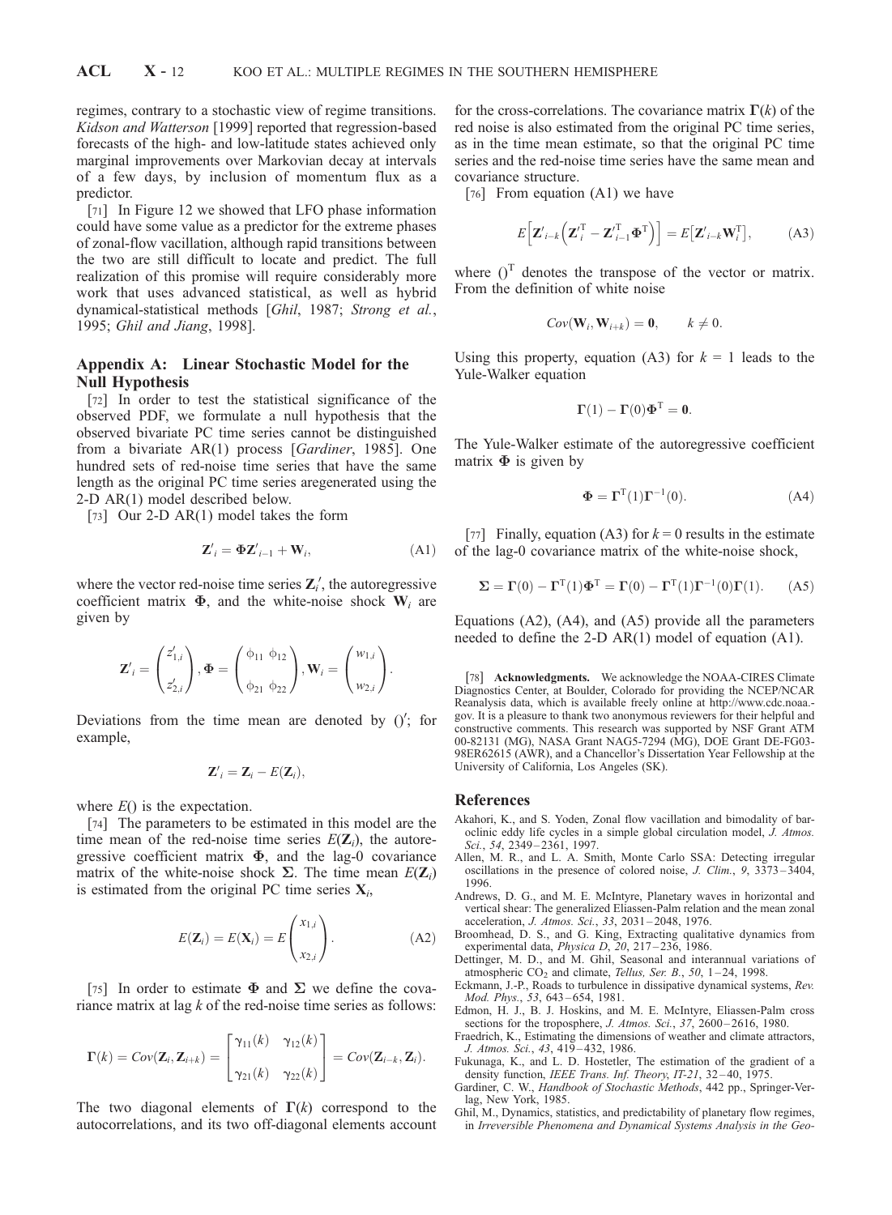regimes, contrary to a stochastic view of regime transitions. *Kidson and Watterson* [1999] reported that regression-based forecasts of the high- and low-latitude states achieved only marginal improvements over Markovian decay at intervals of a few days, by inclusion of momentum flux as a predictor.

[71] In Figure 12 we showed that LFO phase information could have some value as a predictor for the extreme phases of zonal-flow vacillation, although rapid transitions between the two are still difficult to locate and predict. The full realization of this promise will require considerably more work that uses advanced statistical, as well as hybrid dynamical-statistical methods [*Ghil*, 1987; *Strong et al.*, 1995; *Ghil and Jiang*, 1998].

## Appendix A: Linear Stochastic Model for the Null Hypothesis

[72] In order to test the statistical significance of the observed PDF, we formulate a null hypothesis that the observed bivariate PC time series cannot be distinguished from a bivariate AR(1) process [*Gardiner*, 1985]. One hundred sets of red-noise time series that have the same length as the original PC time series aregenerated using the 2-D AR(1) model described below.

[73] Our 2-D AR(1) model takes the form

$$\mathbf{Z}'_i = \mathbf{\Phi}\mathbf{Z}'_{i-1} + \mathbf{W}_i, \tag{A1}$$

where the vector red-noise time series $\mathbf{Z}'_i$, the autoregressive coefficient matrix $\mathbf{\Phi}$, and the white-noise shock $\mathbf{W}_i$ are given by

$$\mathbf{Z}'_i = \begin{pmatrix} z'_{1,i} \\ z'_{2,i} \end{pmatrix}, \mathbf{\Phi} = \begin{pmatrix} \phi_{11} & \phi_{12} \\ \phi_{21} & \phi_{22} \end{pmatrix}, \mathbf{W}_i = \begin{pmatrix} w_{1,i} \\ w_{2,i} \end{pmatrix}.$$

Deviations from the time mean are denoted by $()'$; for example,

$$\mathbf{Z}'_i = \mathbf{Z}_i - E(\mathbf{Z}_i),$$

where $E()$ is the expectation.

[74] The parameters to be estimated in this model are the time mean of the red-noise time series $E(\mathbf{Z}_i)$, the autoregressive coefficient matrix $\mathbf{\Phi}$, and the lag-0 covariance matrix of the white-noise shock $\mathbf{\Sigma}$. The time mean $E(\mathbf{Z}_i)$ is estimated from the original PC time series $\mathbf{X}_i$,

$$E(\mathbf{Z}_i) = E(\mathbf{X}_i) = E\begin{pmatrix} x_{1,i} \\ x_{2,i} \end{pmatrix}. \tag{A2}$$

[75] In order to estimate $\mathbf{\Phi}$ and $\mathbf{\Sigma}$ we define the covariance matrix at lag $k$ of the red-noise time series as follows:

$$\mathbf{\Gamma}(k) = Cov(\mathbf{Z}_i, \mathbf{Z}_{i+k}) = \begin{bmatrix} \gamma_{11}(k) & \gamma_{12}(k) \\ \gamma_{21}(k) & \gamma_{22}(k) \end{bmatrix} = Cov(\mathbf{Z}_{i-k}, \mathbf{Z}_i).$$

The two diagonal elements of $\mathbf{\Gamma}(k)$ correspond to the autocorrelations, and its two off-diagonal elements account for the cross-correlations. The covariance matrix $\mathbf{\Gamma}(k)$ of the red noise is also estimated from the original PC time series, as in the time mean estimate, so that the original PC time series and the red-noise time series have the same mean and covariance structure.

[76] From equation (A1) we have

$$E\left[\mathbf{Z}'_{i-k}\left(\mathbf{Z}'^{\mathrm{T}}_i - \mathbf{Z}'^{\mathrm{T}}_{i-1}\mathbf{\Phi}^{\mathrm{T}}\right)\right] = E\left[\mathbf{Z}'_{i-k}\mathbf{W}^{\mathrm{T}}_i\right], \tag{A3}$$

where $()^{\mathrm{T}}$ denotes the transpose of the vector or matrix. From the definition of white noise

$$Cov(\mathbf{W}_i, \mathbf{W}_{i+k}) = \mathbf{0}, \qquad k \neq 0.$$

Using this property, equation (A3) for $k = 1$ leads to the Yule-Walker equation

$$\mathbf{\Gamma}(1) - \mathbf{\Gamma}(0)\mathbf{\Phi}^{\mathrm{T}} = \mathbf{0}.$$

The Yule-Walker estimate of the autoregressive coefficient matrix $\mathbf{\Phi}$ is given by

$$\mathbf{\Phi} = \mathbf{\Gamma}^{\mathrm{T}}(1)\mathbf{\Gamma}^{-1}(0). \tag{A4}$$

[77] Finally, equation (A3) for $k = 0$ results in the estimate of the lag-0 covariance matrix of the white-noise shock,

$$\mathbf{\Sigma} = \mathbf{\Gamma}(0) - \mathbf{\Gamma}^{\mathrm{T}}(1)\mathbf{\Phi}^{\mathrm{T}} = \mathbf{\Gamma}(0) - \mathbf{\Gamma}^{\mathrm{T}}(1)\mathbf{\Gamma}^{-1}(0)\mathbf{\Gamma}(1). \tag{A5}$$

Equations (A2), (A4), and (A5) provide all the parameters needed to define the 2-D AR(1) model of equation (A1).

[78] **Acknowledgments.** We acknowledge the NOAA-CIRES Climate Diagnostics Center, at Boulder, Colorado for providing the NCEP/NCAR Reanalysis data, which is available freely online at http://www.cdc.noaa.gov. It is a pleasure to thank two anonymous reviewers for their helpful and constructive comments. This research was supported by NSF Grant ATM 00-82131 (MG), NASA Grant NAG5-7294 (MG), DOE Grant DE-FG03-98ER62615 (AWR), and a Chancellor's Dissertation Year Fellowship at the University of California, Los Angeles (SK).

## References

Akahori, K., and S. Yoden, Zonal flow vacillation and bimodality of baroclinic eddy life cycles in a simple global circulation model, *J. Atmos. Sci.*, *54*, 2349–2361, 1997.

Allen, M. R., and L. A. Smith, Monte Carlo SSA: Detecting irregular oscillations in the presence of colored noise, *J. Clim.*, *9*, 3373–3404, 1996.

Andrews, D. G., and M. E. McIntyre, Planetary waves in horizontal and vertical shear: The generalized Eliassen-Palm relation and the mean zonal acceleration, *J. Atmos. Sci.*, *33*, 2031–2048, 1976.

Broomhead, D. S., and G. King, Extracting qualitative dynamics from experimental data, *Physica D*, *20*, 217–236, 1986.

Dettinger, M. D., and M. Ghil, Seasonal and interannual variations of atmospheric $CO_2$ and climate, *Tellus, Ser. B.*, *50*, 1–24, 1998.

Eckmann, J.-P., Roads to turbulence in dissipative dynamical systems, *Rev. Mod. Phys.*, *53*, 643–654, 1981.

Edmon, H. J., B. J. Hoskins, and M. E. McIntyre, Eliassen-Palm cross sections for the troposphere, *J. Atmos. Sci.*, *37*, 2600–2616, 1980.

Fraedrich, K., Estimating the dimensions of weather and climate attractors, *J. Atmos. Sci.*, *43*, 419–432, 1986.

Fukunaga, K., and L. D. Hostetler, The estimation of the gradient of a density function, *IEEE Trans. Inf. Theory*, *IT-21*, 32–40, 1975.

Gardiner, C. W., *Handbook of Stochastic Methods*, 442 pp., Springer-Verlag, New York, 1985.

Ghil, M., Dynamics, statistics, and predictability of planetary flow regimes, in *Irreversible Phenomena and Dynamical Systems Analysis in the Geo-*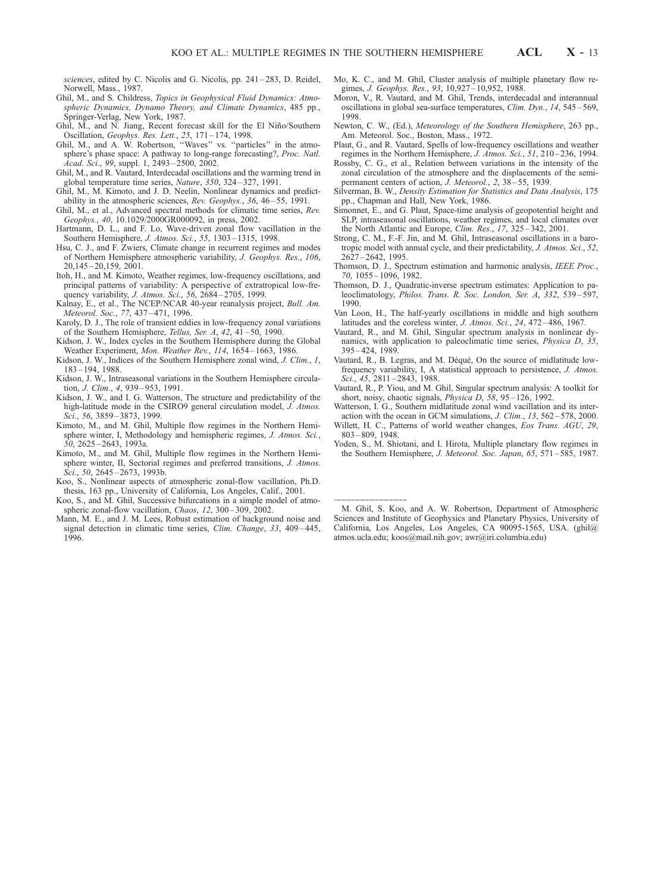*sciences*, edited by C. Nicolis and G. Nicolis, pp. 241–283, D. Reidel, Norwell, Mass., 1987.

Ghil, M., and S. Childress, *Topics in Geophysical Fluid Dynamics: Atmospheric Dynamics, Dynamo Theory, and Climate Dynamics*, 485 pp., Springer-Verlag, New York, 1987.

Ghil, M., and N. Jiang, Recent forecast skill for the El Niño/Southern Oscillation, *Geophys. Res. Lett.*, *25*, 171–174, 1998.

Ghil, M., and A. W. Robertson, ''Waves'' vs. ''particles'' in the atmosphere's phase space: A pathway to long-range forecasting?, *Proc. Natl. Acad. Sci.*, *99*, suppl. 1, 2493–2500, 2002.

Ghil, M., and R. Vautard, Interdecadal oscillations and the warming trend in global temperature time series, *Nature*, *350*, 324–327, 1991.

Ghil, M., M. Kimoto, and J. D. Neelin, Nonlinear dynamics and predictability in the atmospheric sciences, *Rev. Geophys.*, *36*, 46–55, 1991.

Ghil, M., et al., Advanced spectral methods for climatic time series, *Rev. Geophys.*, *40*, 10.1029/2000GR000092, in press, 2002.

Hartmann, D. L., and F. Lo, Wave-driven zonal flow vacillation in the Southern Hemisphere, *J. Atmos. Sci.*, *55*, 1303–1315, 1998.

Hsu, C. J., and F. Zwiers, Climate change in recurrent regimes and modes of Northern Hemisphere atmospheric variability, *J. Geophys. Res.*, *106*, 20,145–20,159, 2001.

Itoh, H., and M. Kimoto, Weather regimes, low-frequency oscillations, and principal patterns of variability: A perspective of extratropical low-frequency variability, *J. Atmos. Sci.*, *56*, 2684–2705, 1999.

Kalnay, E., et al., The NCEP/NCAR 40-year reanalysis project, *Bull. Am. Meteorol. Soc.*, *77*, 437–471, 1996.

Karoly, D. J., The role of transient eddies in low-frequency zonal variations of the Southern Hemisphere, *Tellus, Ser. A*, *42*, 41–50, 1990.

Kidson, J. W., Index cycles in the Southern Hemisphere during the Global Weather Experiment, *Mon. Weather Rev.*, *114*, 1654–1663, 1986.

Kidson, J. W., Indices of the Southern Hemisphere zonal wind, *J. Clim.*, *1*, 183–194, 1988.

Kidson, J. W., Intraseasonal variations in the Southern Hemisphere circulation, *J. Clim.*, *4*, 939–953, 1991.

Kidson, J. W., and I. G. Watterson, The structure and predictability of the high-latitude mode in the CSIRO9 general circulation model, *J. Atmos. Sci.*, *56*, 3859–3873, 1999.

Kimoto, M., and M. Ghil, Multiple flow regimes in the Northern Hemisphere winter, I, Methodology and hemispheric regimes, *J. Atmos. Sci.*, *50*, 2625–2643, 1993a.

Kimoto, M., and M. Ghil, Multiple flow regimes in the Northern Hemisphere winter, II, Sectorial regimes and preferred transitions, *J. Atmos. Sci.*, *50*, 2645–2673, 1993b.

Koo, S., Nonlinear aspects of atmospheric zonal-flow vacillation, Ph.D. thesis, 163 pp., University of California, Los Angeles, Calif., 2001.

Koo, S., and M. Ghil, Successive bifurcations in a simple model of atmospheric zonal-flow vacillation, *Chaos*, *12*, 300–309, 2002.

Mann, M. E., and J. M. Lees, Robust estimation of background noise and signal detection in climatic time series, *Clim. Change*, *33*, 409–445, 1996.

Mo, K. C., and M. Ghil, Cluster analysis of multiple planetary flow regimes, *J. Geophys. Res.*, *93*, 10,927–10,952, 1988.

Moron, V., R. Vautard, and M. Ghil, Trends, interdecadal and interannual oscillations in global sea-surface temperatures, *Clim. Dyn.*, *14*, 545–569, 1998.

Newton, C. W., (Ed.), *Meteorology of the Southern Hemisphere*, 263 pp., Am. Meteorol. Soc., Boston, Mass., 1972.

Plaut, G., and R. Vautard, Spells of low-frequency oscillations and weather regimes in the Northern Hemisphere, *J. Atmos. Sci.*, *51*, 210–236, 1994.

Rossby, C. G., et al., Relation between variations in the intensity of the zonal circulation of the atmosphere and the displacements of the semi-permanent centers of action, *J. Meteorol.*, *2*, 38–55, 1939.

Silverman, B. W., *Density Estimation for Statistics and Data Analysis*, 175 pp., Chapman and Hall, New York, 1986.

Simonnet, E., and G. Plaut, Space-time analysis of geopotential height and SLP, intraseasonal oscillations, weather regimes, and local climates over the North Atlantic and Europe, *Clim. Res.*, *17*, 325–342, 2001.

Strong, C. M., F.-F. Jin, and M. Ghil, Intraseasonal oscillations in a barotropic model with annual cycle, and their predictability, *J. Atmos. Sci.*, *52*, 2627–2642, 1995.

Thomson, D. J., Spectrum estimation and harmonic analysis, *IEEE Proc.*, *70*, 1055–1096, 1982.

Thomson, D. J., Quadratic-inverse spectrum estimates: Application to paleoclimatology, *Philos. Trans. R. Soc. London, Ser. A*, *332*, 539–597, 1990.

Van Loon, H., The half-yearly oscillations in middle and high southern latitudes and the coreless winter, *J. Atmos. Sci.*, *24*, 472–486, 1967.

Vautard, R., and M. Ghil, Singular spectrum analysis in nonlinear dynamics, with application to paleoclimatic time series, *Physica D*, *35*, 395–424, 1989.

Vautard, R., B. Legras, and M. Déqué, On the source of midlatitude low-frequency variability, I, A statistical approach to persistence, *J. Atmos. Sci.*, *45*, 2811–2843, 1988.

Vautard, R., P. Yiou, and M. Ghil, Singular spectrum analysis: A toolkit for short, noisy, chaotic signals, *Physica D*, *58*, 95–126, 1992.

Watterson, I. G., Southern midlatitude zonal wind vacillation and its interaction with the ocean in GCM simulations, *J. Clim.*, *13*, 562–578, 2000.

Willett, H. C., Patterns of world weather changes, *Eos Trans. AGU*, *29*, 803–809, 1948.

Yoden, S., M. Shiotani, and I. Hirota, Multiple planetary flow regimes in the Southern Hemisphere, *J. Meteorol. Soc. Japan*, *65*, 571–585, 1987.

---

M. Ghil, S. Koo, and A. W. Robertson, Department of Atmospheric Sciences and Institute of Geophysics and Planetary Physics, University of California, Los Angeles, Los Angeles, CA 90095-1565, USA. (ghil@atmos.ucla.edu; koos@mail.nih.gov; awr@iri.columbia.edu)